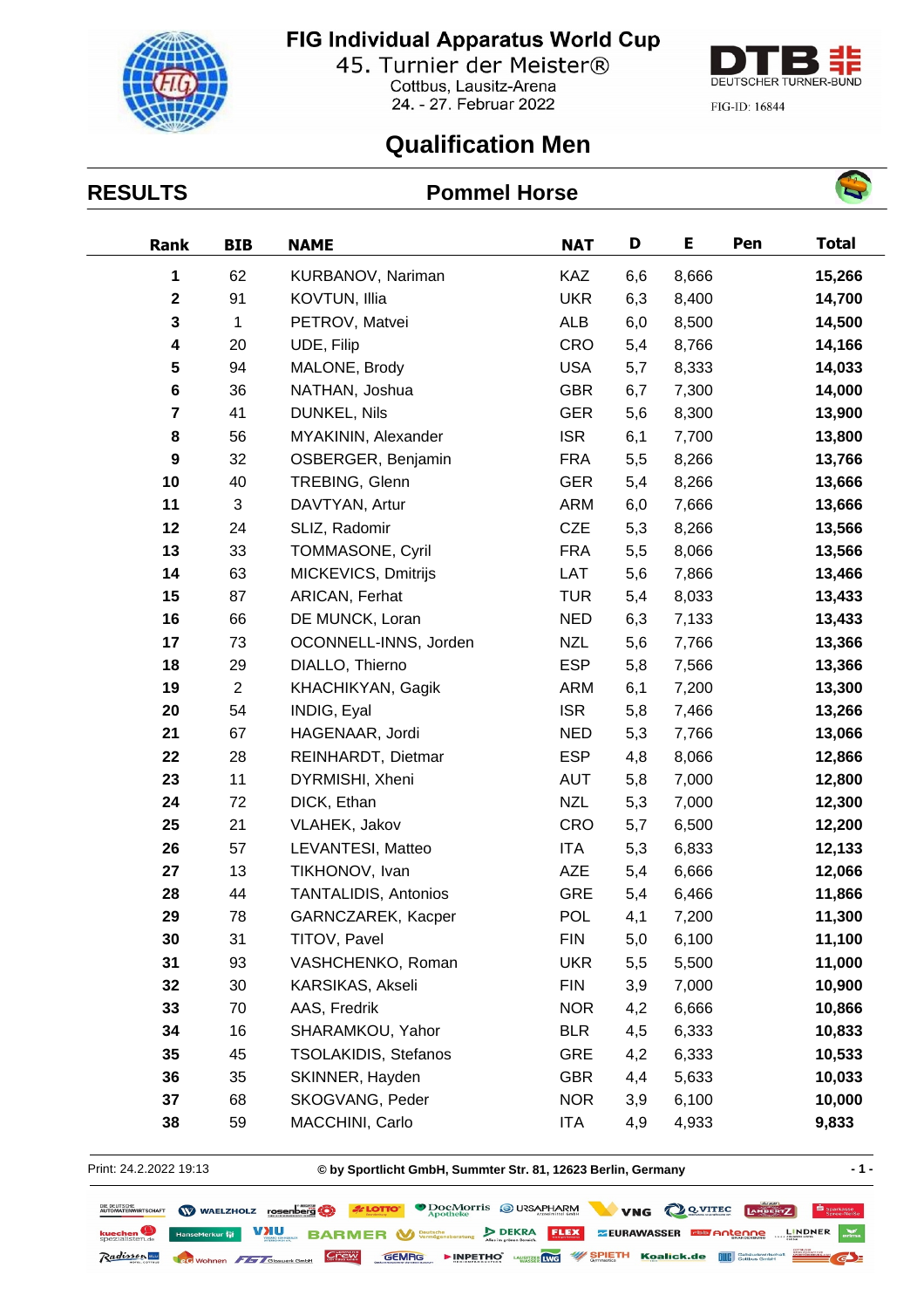# FIG Individual Apparatus World Cup

45. Turnier der Meister®

Cottbus, Lausitz-Arena

24. - 27. Februar 2022

DTB DEUTSCHER TURNER-BUND

FIG-ID: 16844

## Qualification Men

## RESULTS — Pommel Horse

| Rank | BIB | NAME | NAT | D | E | Pen | Total |
|---|---|---|---|---|---|---|---|
| **1** | 62 | KURBANOV, Nariman | KAZ | 6,6 | 8,666 | | **15,266** |
| **2** | 91 | KOVTUN, Illia | UKR | 6,3 | 8,400 | | **14,700** |
| **3** | 1 | PETROV, Matvei | ALB | 6,0 | 8,500 | | **14,500** |
| **4** | 20 | UDE, Filip | CRO | 5,4 | 8,766 | | **14,166** |
| **5** | 94 | MALONE, Brody | USA | 5,7 | 8,333 | | **14,033** |
| **6** | 36 | NATHAN, Joshua | GBR | 6,7 | 7,300 | | **14,000** |
| **7** | 41 | DUNKEL, Nils | GER | 5,6 | 8,300 | | **13,900** |
| **8** | 56 | MYAKININ, Alexander | ISR | 6,1 | 7,700 | | **13,800** |
| **9** | 32 | OSBERGER, Benjamin | FRA | 5,5 | 8,266 | | **13,766** |
| **10** | 40 | TREBING, Glenn | GER | 5,4 | 8,266 | | **13,666** |
| **11** | 3 | DAVTYAN, Artur | ARM | 6,0 | 7,666 | | **13,666** |
| **12** | 24 | SLIZ, Radomir | CZE | 5,3 | 8,266 | | **13,566** |
| **13** | 33 | TOMMASONE, Cyril | FRA | 5,5 | 8,066 | | **13,566** |
| **14** | 63 | MICKEVICS, Dmitrijs | LAT | 5,6 | 7,866 | | **13,466** |
| **15** | 87 | ARICAN, Ferhat | TUR | 5,4 | 8,033 | | **13,433** |
| **16** | 66 | DE MUNCK, Loran | NED | 6,3 | 7,133 | | **13,433** |
| **17** | 73 | OCONNELL-INNS, Jorden | NZL | 5,6 | 7,766 | | **13,366** |
| **18** | 29 | DIALLO, Thierno | ESP | 5,8 | 7,566 | | **13,366** |
| **19** | 2 | KHACHIKYAN, Gagik | ARM | 6,1 | 7,200 | | **13,300** |
| **20** | 54 | INDIG, Eyal | ISR | 5,8 | 7,466 | | **13,266** |
| **21** | 67 | HAGENAAR, Jordi | NED | 5,3 | 7,766 | | **13,066** |
| **22** | 28 | REINHARDT, Dietmar | ESP | 4,8 | 8,066 | | **12,866** |
| **23** | 11 | DYRMISHI, Xheni | AUT | 5,8 | 7,000 | | **12,800** |
| **24** | 72 | DICK, Ethan | NZL | 5,3 | 7,000 | | **12,300** |
| **25** | 21 | VLAHEK, Jakov | CRO | 5,7 | 6,500 | | **12,200** |
| **26** | 57 | LEVANTESI, Matteo | ITA | 5,3 | 6,833 | | **12,133** |
| **27** | 13 | TIKHONOV, Ivan | AZE | 5,4 | 6,666 | | **12,066** |
| **28** | 44 | TANTALIDIS, Antonios | GRE | 5,4 | 6,466 | | **11,866** |
| **29** | 78 | GARNCZAREK, Kacper | POL | 4,1 | 7,200 | | **11,300** |
| **30** | 31 | TITOV, Pavel | FIN | 5,0 | 6,100 | | **11,100** |
| **31** | 93 | VASHCHENKO, Roman | UKR | 5,5 | 5,500 | | **11,000** |
| **32** | 30 | KARSIKAS, Akseli | FIN | 3,9 | 7,000 | | **10,900** |
| **33** | 70 | AAS, Fredrik | NOR | 4,2 | 6,666 | | **10,866** |
| **34** | 16 | SHARAMKOU, Yahor | BLR | 4,5 | 6,333 | | **10,833** |
| **35** | 45 | TSOLAKIDIS, Stefanos | GRE | 4,2 | 6,333 | | **10,533** |
| **36** | 35 | SKINNER, Hayden | GBR | 4,4 | 5,633 | | **10,033** |
| **37** | 68 | SKOGVANG, Peder | NOR | 3,9 | 6,100 | | **10,000** |
| **38** | 59 | MACCHINI, Carlo | ITA | 4,9 | 4,933 | | **9,833** |

Print: 24.2.2022 19:13 © by Sportlicht GmbH, Summter Str. 81, 12623 Berlin, Germany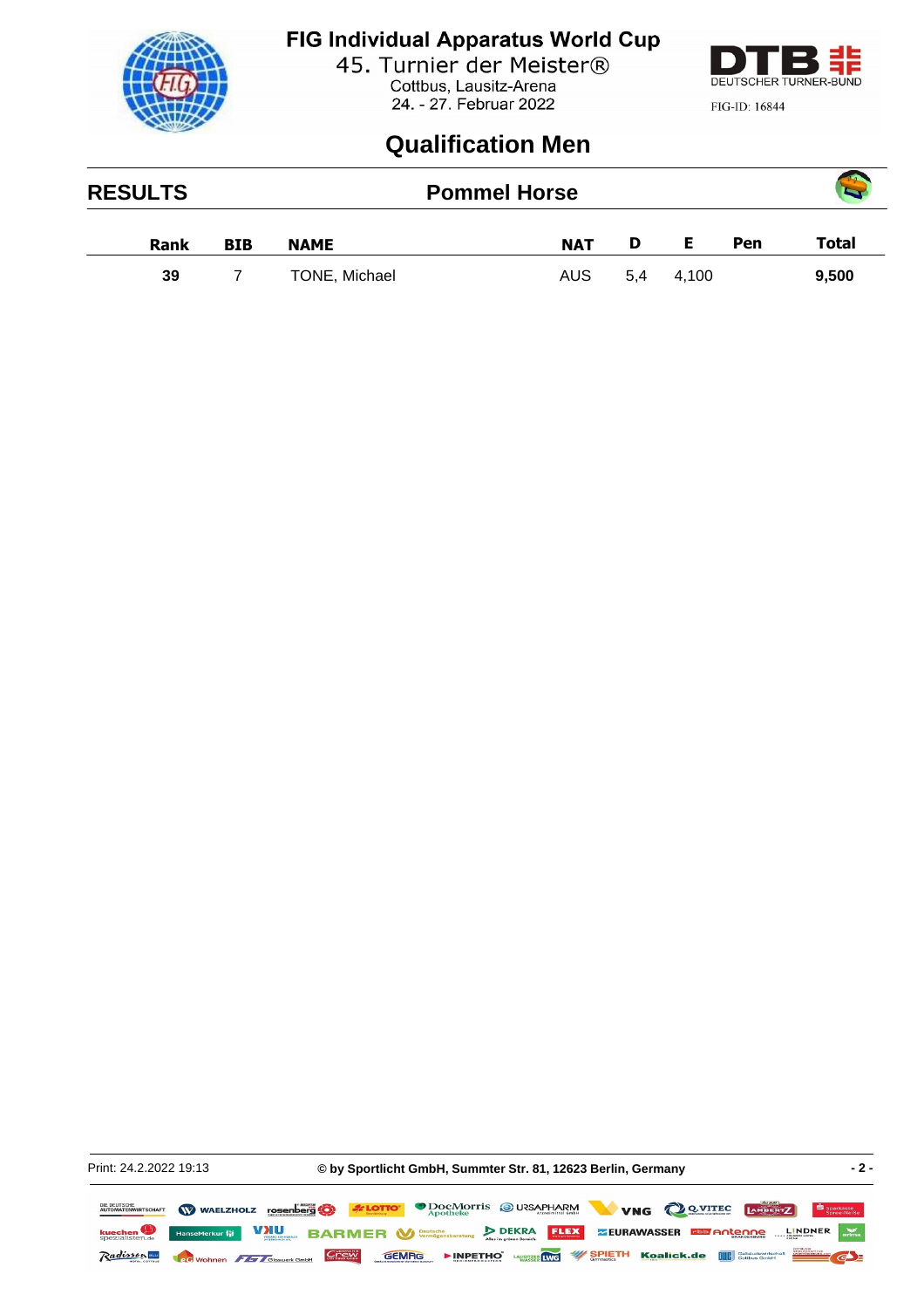# FIG Individual Apparatus World Cup

45. Turnier der Meister®

Cottbus, Lausitz-Arena

24. - 27. Februar 2022

DTB DEUTSCHER TURNER-BUND

FIG-ID: 16844

## Qualification Men

### RESULTS — Pommel Horse

| Rank | BIB | NAME | NAT | D | E | Pen | Total |
|---|---|---|---|---|---|---|---|
| **39** | 7 | TONE, Michael | AUS | 5,4 | 4,100 | | **9,500** |

Print: 24.2.2022 19:13

**© by Sportlicht GmbH, Summter Str. 81, 12623 Berlin, Germany**